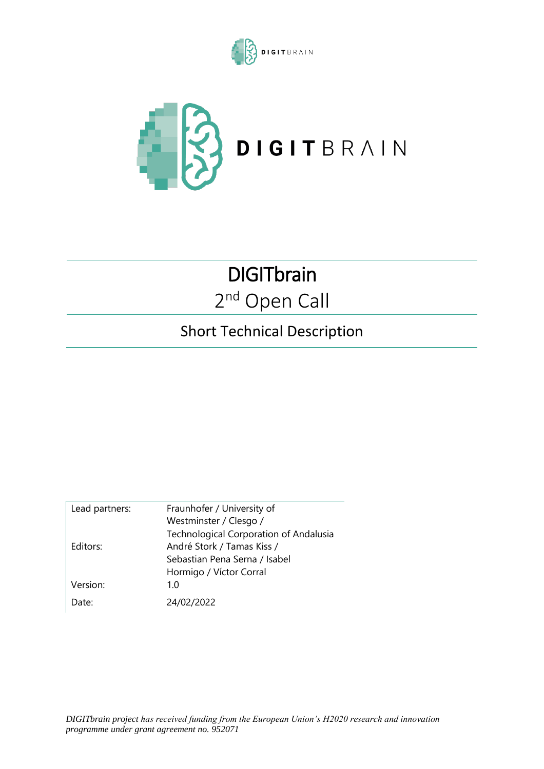# DIGITbrain

## 2nd Open Call

### Short Technical Description

| | |
|---|---|
| Lead partners: | Fraunhofer / University of Westminster / Clesgo / Technological Corporation of Andalusia |
| Editors: | André Stork / Tamas Kiss / Sebastian Pena Serna / Isabel Hormigo / Víctor Corral |
| Version: | 1.0 |
| Date: | 24/02/2022 |

*DIGITbrain project has received funding from the European Union's H2020 research and innovation programme under grant agreement no. 952071*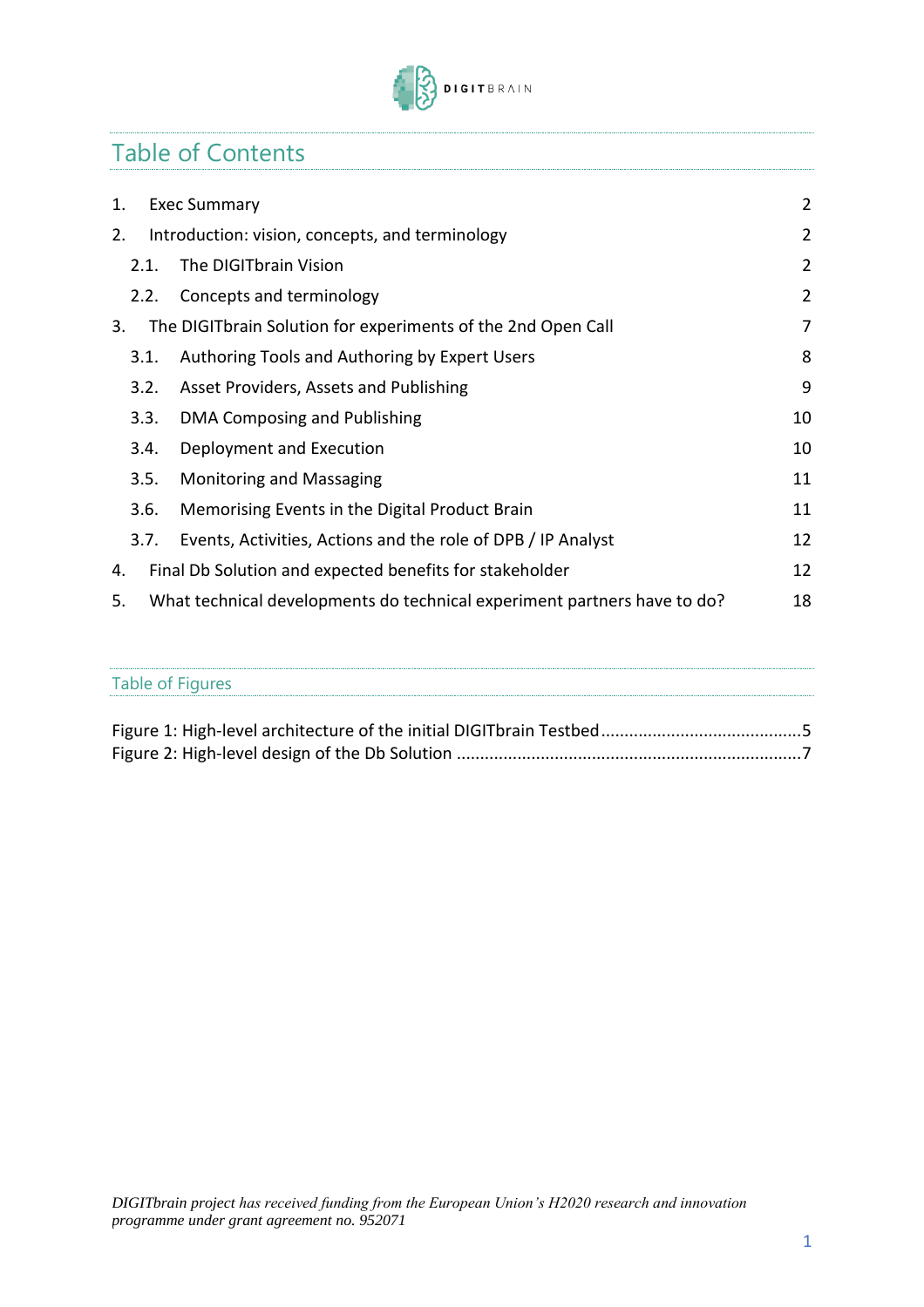# Table of Contents

| | | |
|---|---|---|
| 1. | Exec Summary | 2 |
| 2. | Introduction: vision, concepts, and terminology | 2 |
| 2.1. | The DIGITbrain Vision | 2 |
| 2.2. | Concepts and terminology | 2 |
| 3. | The DIGITbrain Solution for experiments of the 2nd Open Call | 7 |
| 3.1. | Authoring Tools and Authoring by Expert Users | 8 |
| 3.2. | Asset Providers, Assets and Publishing | 9 |
| 3.3. | DMA Composing and Publishing | 10 |
| 3.4. | Deployment and Execution | 10 |
| 3.5. | Monitoring and Massaging | 11 |
| 3.6. | Memorising Events in the Digital Product Brain | 11 |
| 3.7. | Events, Activities, Actions and the role of DPB / IP Analyst | 12 |
| 4. | Final Db Solution and expected benefits for stakeholder | 12 |
| 5. | What technical developments do technical experiment partners have to do? | 18 |

## Table of Figures

Figure 1: High-level architecture of the initial DIGITbrain Testbed ..........................................5
Figure 2: High-level design of the Db Solution ........................................................................7

*DIGITbrain project has received funding from the European Union's H2020 research and innovation programme under grant agreement no. 952071*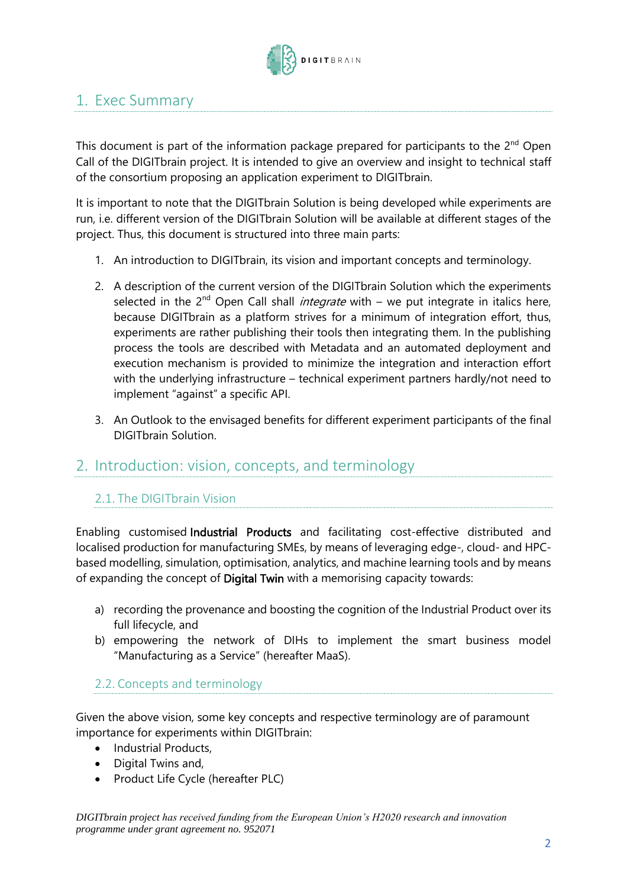# 1. Exec Summary

This document is part of the information package prepared for participants to the 2nd Open Call of the DIGITbrain project. It is intended to give an overview and insight to technical staff of the consortium proposing an application experiment to DIGITbrain.

It is important to note that the DIGITbrain Solution is being developed while experiments are run, i.e. different version of the DIGITbrain Solution will be available at different stages of the project. Thus, this document is structured into three main parts:

1. An introduction to DIGITbrain, its vision and important concepts and terminology.
2. A description of the current version of the DIGITbrain Solution which the experiments selected in the 2nd Open Call shall *integrate* with – we put integrate in italics here, because DIGITbrain as a platform strives for a minimum of integration effort, thus, experiments are rather publishing their tools then integrating them. In the publishing process the tools are described with Metadata and an automated deployment and execution mechanism is provided to minimize the integration and interaction effort with the underlying infrastructure – technical experiment partners hardly/not need to implement "against" a specific API.
3. An Outlook to the envisaged benefits for different experiment participants of the final DIGITbrain Solution.

# 2. Introduction: vision, concepts, and terminology

## 2.1. The DIGITbrain Vision

Enabling customised **Industrial Products** and facilitating cost-effective distributed and localised production for manufacturing SMEs, by means of leveraging edge-, cloud- and HPC-based modelling, simulation, optimisation, analytics, and machine learning tools and by means of expanding the concept of **Digital Twin** with a memorising capacity towards:

a) recording the provenance and boosting the cognition of the Industrial Product over its full lifecycle, and
b) empowering the network of DIHs to implement the smart business model "Manufacturing as a Service" (hereafter MaaS).

## 2.2. Concepts and terminology

Given the above vision, some key concepts and respective terminology are of paramount importance for experiments within DIGITbrain:

- Industrial Products,
- Digital Twins and,
- Product Life Cycle (hereafter PLC)

*DIGITbrain project has received funding from the European Union's H2020 research and innovation programme under grant agreement no. 952071*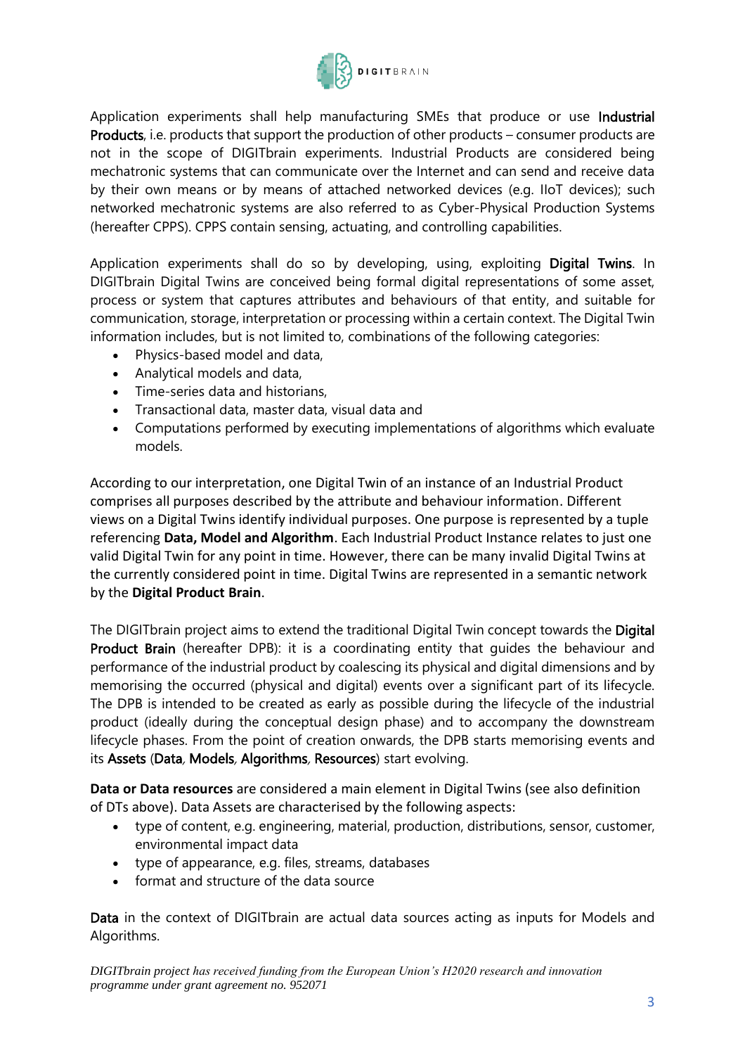Application experiments shall help manufacturing SMEs that produce or use **Industrial Products**, i.e. products that support the production of other products – consumer products are not in the scope of DIGITbrain experiments. Industrial Products are considered being mechatronic systems that can communicate over the Internet and can send and receive data by their own means or by means of attached networked devices (e.g. IIoT devices); such networked mechatronic systems are also referred to as Cyber-Physical Production Systems (hereafter CPPS). CPPS contain sensing, actuating, and controlling capabilities.

Application experiments shall do so by developing, using, exploiting **Digital Twins**. In DIGITbrain Digital Twins are conceived being formal digital representations of some asset, process or system that captures attributes and behaviours of that entity, and suitable for communication, storage, interpretation or processing within a certain context. The Digital Twin information includes, but is not limited to, combinations of the following categories:

- Physics-based model and data,
- Analytical models and data,
- Time-series data and historians,
- Transactional data, master data, visual data and
- Computations performed by executing implementations of algorithms which evaluate models.

According to our interpretation, one Digital Twin of an instance of an Industrial Product comprises all purposes described by the attribute and behaviour information. Different views on a Digital Twins identify individual purposes. One purpose is represented by a tuple referencing **Data, Model and Algorithm**. Each Industrial Product Instance relates to just one valid Digital Twin for any point in time. However, there can be many invalid Digital Twins at the currently considered point in time. Digital Twins are represented in a semantic network by the **Digital Product Brain**.

The DIGITbrain project aims to extend the traditional Digital Twin concept towards the **Digital Product Brain** (hereafter DPB): it is a coordinating entity that guides the behaviour and performance of the industrial product by coalescing its physical and digital dimensions and by memorising the occurred (physical and digital) events over a significant part of its lifecycle. The DPB is intended to be created as early as possible during the lifecycle of the industrial product (ideally during the conceptual design phase) and to accompany the downstream lifecycle phases. From the point of creation onwards, the DPB starts memorising events and its **Assets** (**Data**, **Models**, **Algorithms**, **Resources**) start evolving.

**Data or Data resources** are considered a main element in Digital Twins (see also definition of DTs above). Data Assets are characterised by the following aspects:

- type of content, e.g. engineering, material, production, distributions, sensor, customer, environmental impact data
- type of appearance, e.g. files, streams, databases
- format and structure of the data source

**Data** in the context of DIGITbrain are actual data sources acting as inputs for Models and Algorithms.

*DIGITbrain project has received funding from the European Union's H2020 research and innovation programme under grant agreement no. 952071*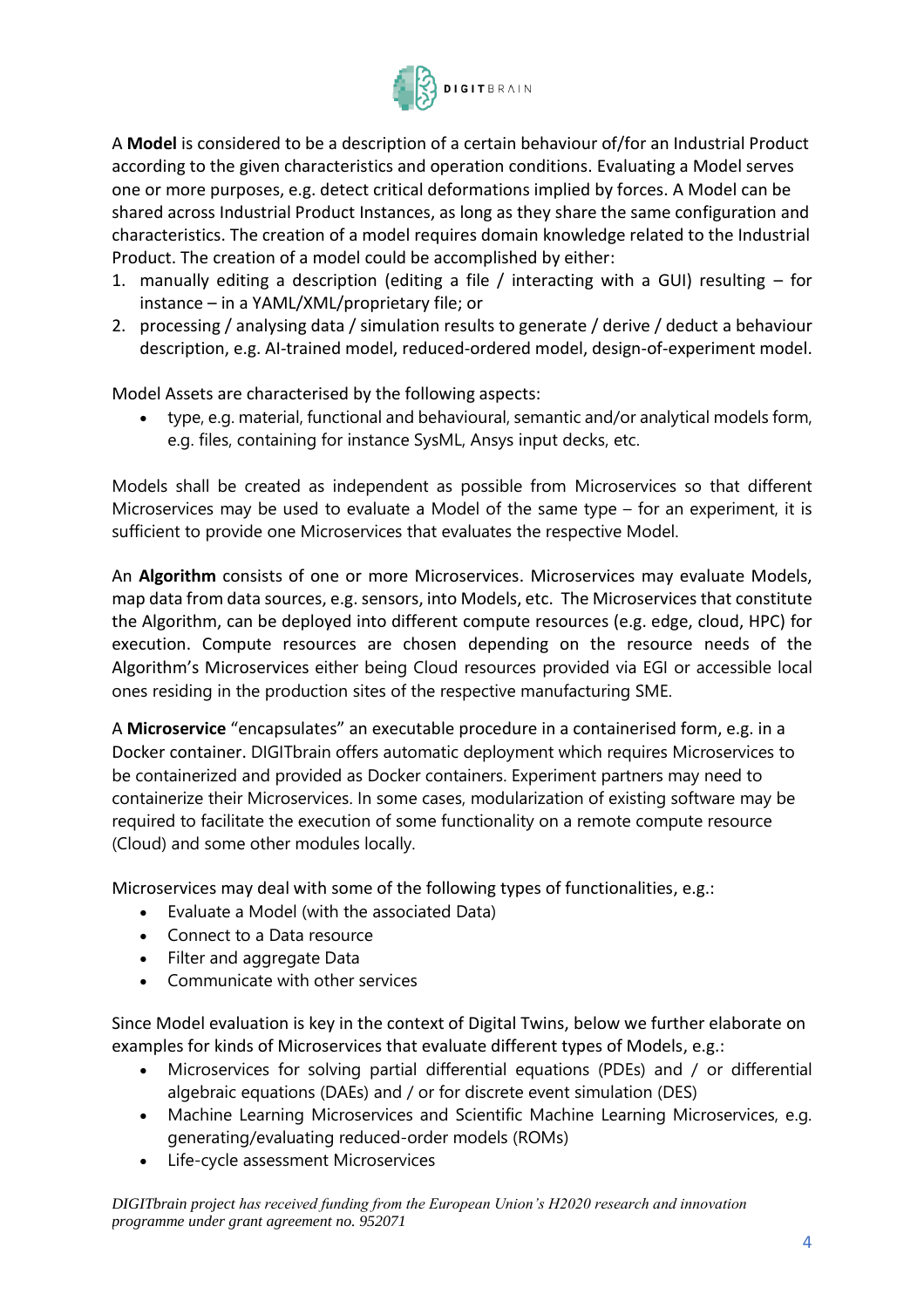A **Model** is considered to be a description of a certain behaviour of/for an Industrial Product according to the given characteristics and operation conditions. Evaluating a Model serves one or more purposes, e.g. detect critical deformations implied by forces. A Model can be shared across Industrial Product Instances, as long as they share the same configuration and characteristics. The creation of a model requires domain knowledge related to the Industrial Product. The creation of a model could be accomplished by either:

1. manually editing a description (editing a file / interacting with a GUI) resulting – for instance – in a YAML/XML/proprietary file; or
2. processing / analysing data / simulation results to generate / derive / deduct a behaviour description, e.g. AI-trained model, reduced-ordered model, design-of-experiment model.

Model Assets are characterised by the following aspects:

- type, e.g. material, functional and behavioural, semantic and/or analytical models form, e.g. files, containing for instance SysML, Ansys input decks, etc.

Models shall be created as independent as possible from Microservices so that different Microservices may be used to evaluate a Model of the same type – for an experiment, it is sufficient to provide one Microservices that evaluates the respective Model.

An **Algorithm** consists of one or more Microservices. Microservices may evaluate Models, map data from data sources, e.g. sensors, into Models, etc. The Microservices that constitute the Algorithm, can be deployed into different compute resources (e.g. edge, cloud, HPC) for execution. Compute resources are chosen depending on the resource needs of the Algorithm's Microservices either being Cloud resources provided via EGI or accessible local ones residing in the production sites of the respective manufacturing SME.

A **Microservice** "encapsulates" an executable procedure in a containerised form, e.g. in a Docker container. DIGITbrain offers automatic deployment which requires Microservices to be containerized and provided as Docker containers. Experiment partners may need to containerize their Microservices. In some cases, modularization of existing software may be required to facilitate the execution of some functionality on a remote compute resource (Cloud) and some other modules locally.

Microservices may deal with some of the following types of functionalities, e.g.:

- Evaluate a Model (with the associated Data)
- Connect to a Data resource
- Filter and aggregate Data
- Communicate with other services

Since Model evaluation is key in the context of Digital Twins, below we further elaborate on examples for kinds of Microservices that evaluate different types of Models, e.g.:

- Microservices for solving partial differential equations (PDEs) and / or differential algebraic equations (DAEs) and / or for discrete event simulation (DES)
- Machine Learning Microservices and Scientific Machine Learning Microservices, e.g. generating/evaluating reduced-order models (ROMs)
- Life-cycle assessment Microservices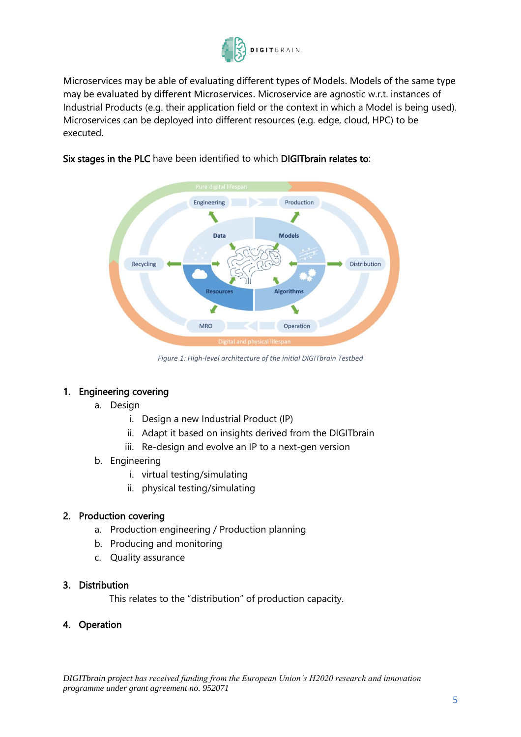Microservices may be able of evaluating different types of Models. Models of the same type may be evaluated by different Microservices. Microservice are agnostic w.r.t. instances of Industrial Products (e.g. their application field or the context in which a Model is being used). Microservices can be deployed into different resources (e.g. edge, cloud, HPC) to be executed.

**Six stages in the PLC** have been identified to which **DIGITbrain relates to**:

Pure digital lifespan
Engineering
Production
Data
Models
Recycling
Distribution
Resources
Algorithms
MRO
Operation
Digital and physical lifespan

*Figure 1: High-level architecture of the initial DIGITbrain Testbed*

1. **Engineering covering**
   a. Design
      i. Design a new Industrial Product (IP)
      ii. Adapt it based on insights derived from the DIGITbrain
      iii. Re-design and evolve an IP to a next-gen version
   b. Engineering
      i. virtual testing/simulating
      ii. physical testing/simulating

2. **Production covering**
   a. Production engineering / Production planning
   b. Producing and monitoring
   c. Quality assurance

3. **Distribution**

   This relates to the "distribution" of production capacity.

4. **Operation**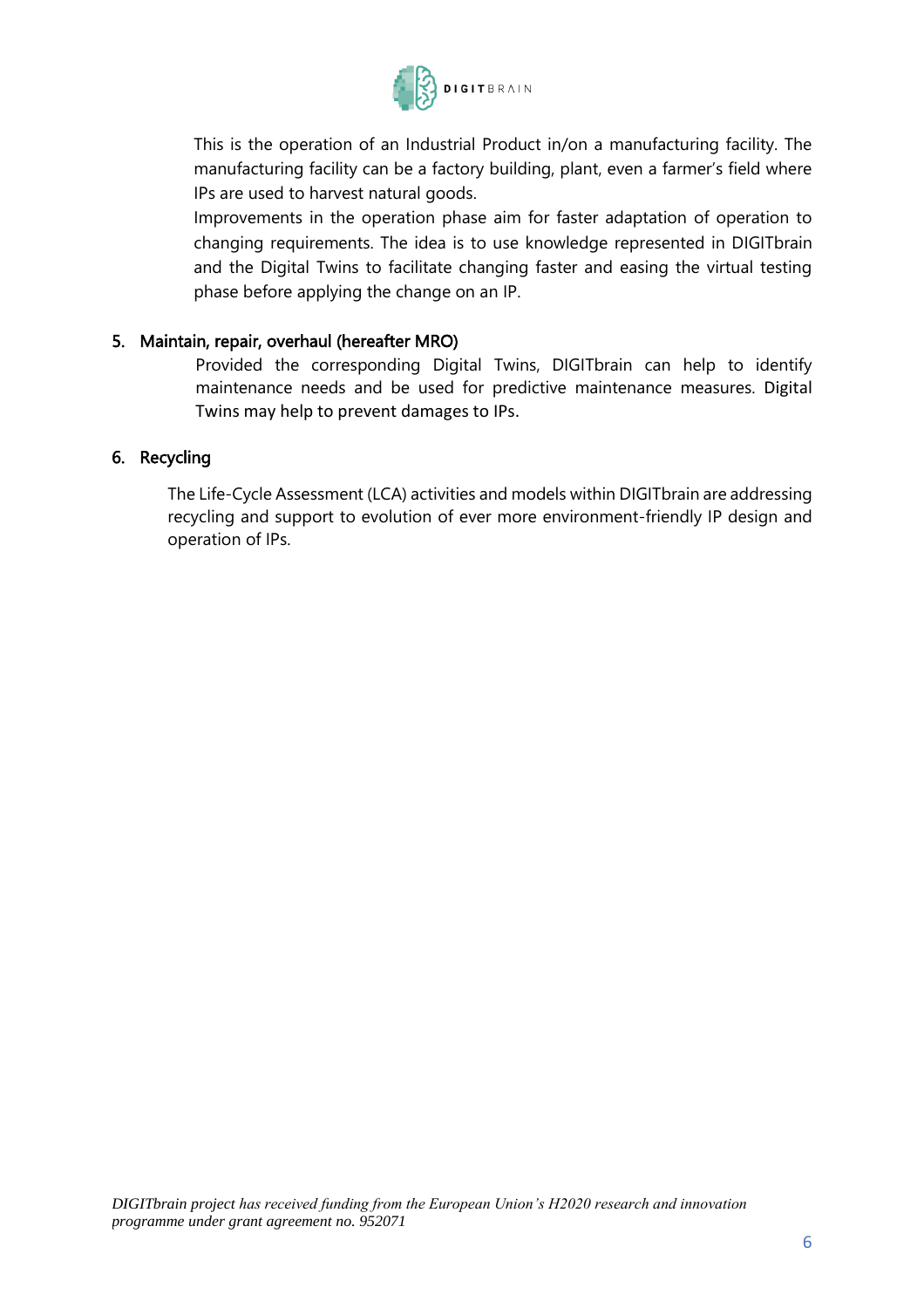This is the operation of an Industrial Product in/on a manufacturing facility. The manufacturing facility can be a factory building, plant, even a farmer's field where IPs are used to harvest natural goods.

Improvements in the operation phase aim for faster adaptation of operation to changing requirements. The idea is to use knowledge represented in DIGITbrain and the Digital Twins to facilitate changing faster and easing the virtual testing phase before applying the change on an IP.

5. Maintain, repair, overhaul (hereafter MRO)

   Provided the corresponding Digital Twins, DIGITbrain can help to identify maintenance needs and be used for predictive maintenance measures. Digital Twins may help to prevent damages to IPs.

6. Recycling

   The Life-Cycle Assessment (LCA) activities and models within DIGITbrain are addressing recycling and support to evolution of ever more environment-friendly IP design and operation of IPs.

*DIGITbrain project has received funding from the European Union's H2020 research and innovation programme under grant agreement no. 952071*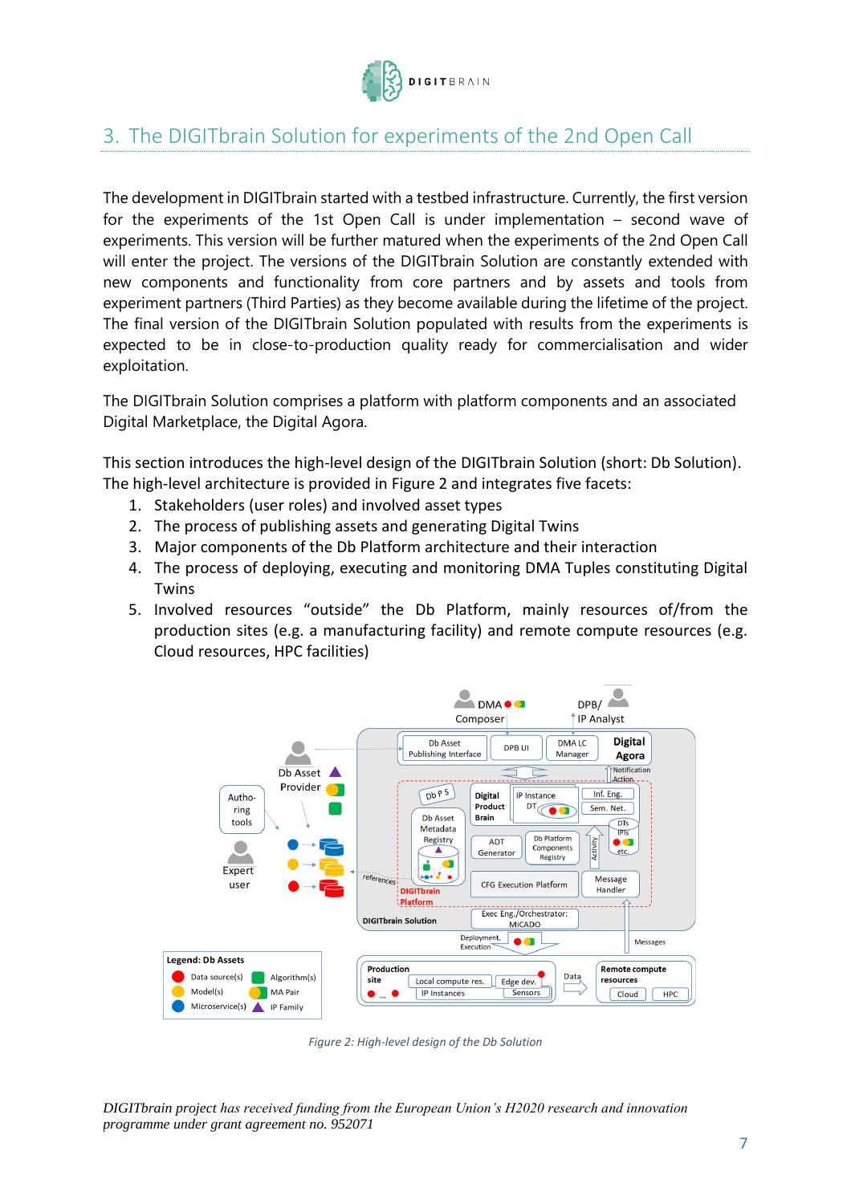# 3. The DIGITbrain Solution for experiments of the 2nd Open Call

The development in DIGITbrain started with a testbed infrastructure. Currently, the first version for the experiments of the 1st Open Call is under implementation – second wave of experiments. This version will be further matured when the experiments of the 2nd Open Call will enter the project. The versions of the DIGITbrain Solution are constantly extended with new components and functionality from core partners and by assets and tools from experiment partners (Third Parties) as they become available during the lifetime of the project. The final version of the DIGITbrain Solution populated with results from the experiments is expected to be in close-to-production quality ready for commercialisation and wider exploitation.

The DIGITbrain Solution comprises a platform with platform components and an associated Digital Marketplace, the Digital Agora.

This section introduces the high-level design of the DIGITbrain Solution (short: Db Solution). The high-level architecture is provided in Figure 2 and integrates five facets:

1. Stakeholders (user roles) and involved asset types
2. The process of publishing assets and generating Digital Twins
3. Major components of the Db Platform architecture and their interaction
4. The process of deploying, executing and monitoring DMA Tuples constituting Digital Twins
5. Involved resources "outside" the Db Platform, mainly resources of/from the production sites (e.g. a manufacturing facility) and remote compute resources (e.g. Cloud resources, HPC facilities)

*Figure 2: High-level design of the Db Solution*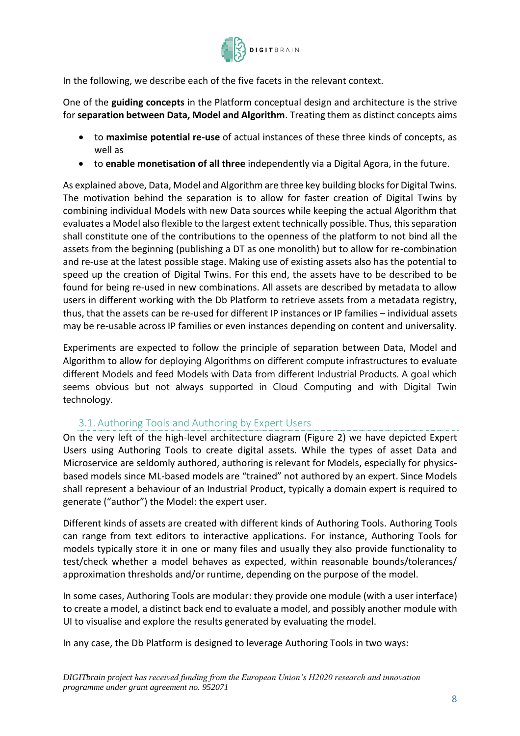In the following, we describe each of the five facets in the relevant context.

One of the **guiding concepts** in the Platform conceptual design and architecture is the strive for **separation between Data, Model and Algorithm**. Treating them as distinct concepts aims

- to **maximise potential re-use** of actual instances of these three kinds of concepts, as well as
- to **enable monetisation of all three** independently via a Digital Agora, in the future.

As explained above, Data, Model and Algorithm are three key building blocks for Digital Twins. The motivation behind the separation is to allow for faster creation of Digital Twins by combining individual Models with new Data sources while keeping the actual Algorithm that evaluates a Model also flexible to the largest extent technically possible. Thus, this separation shall constitute one of the contributions to the openness of the platform to not bind all the assets from the beginning (publishing a DT as one monolith) but to allow for re-combination and re-use at the latest possible stage. Making use of existing assets also has the potential to speed up the creation of Digital Twins. For this end, the assets have to be described to be found for being re-used in new combinations. All assets are described by metadata to allow users in different working with the Db Platform to retrieve assets from a metadata registry, thus, that the assets can be re-used for different IP instances or IP families – individual assets may be re-usable across IP families or even instances depending on content and universality.

Experiments are expected to follow the principle of separation between Data, Model and Algorithm to allow for deploying Algorithms on different compute infrastructures to evaluate different Models and feed Models with Data from different Industrial Products. A goal which seems obvious but not always supported in Cloud Computing and with Digital Twin technology.

## 3.1. Authoring Tools and Authoring by Expert Users

On the very left of the high-level architecture diagram (Figure 2) we have depicted Expert Users using Authoring Tools to create digital assets. While the types of asset Data and Microservice are seldomly authored, authoring is relevant for Models, especially for physics-based models since ML-based models are "trained" not authored by an expert. Since Models shall represent a behaviour of an Industrial Product, typically a domain expert is required to generate ("author") the Model: the expert user.

Different kinds of assets are created with different kinds of Authoring Tools. Authoring Tools can range from text editors to interactive applications. For instance, Authoring Tools for models typically store it in one or many files and usually they also provide functionality to test/check whether a model behaves as expected, within reasonable bounds/tolerances/ approximation thresholds and/or runtime, depending on the purpose of the model.

In some cases, Authoring Tools are modular: they provide one module (with a user interface) to create a model, a distinct back end to evaluate a model, and possibly another module with UI to visualise and explore the results generated by evaluating the model.

In any case, the Db Platform is designed to leverage Authoring Tools in two ways: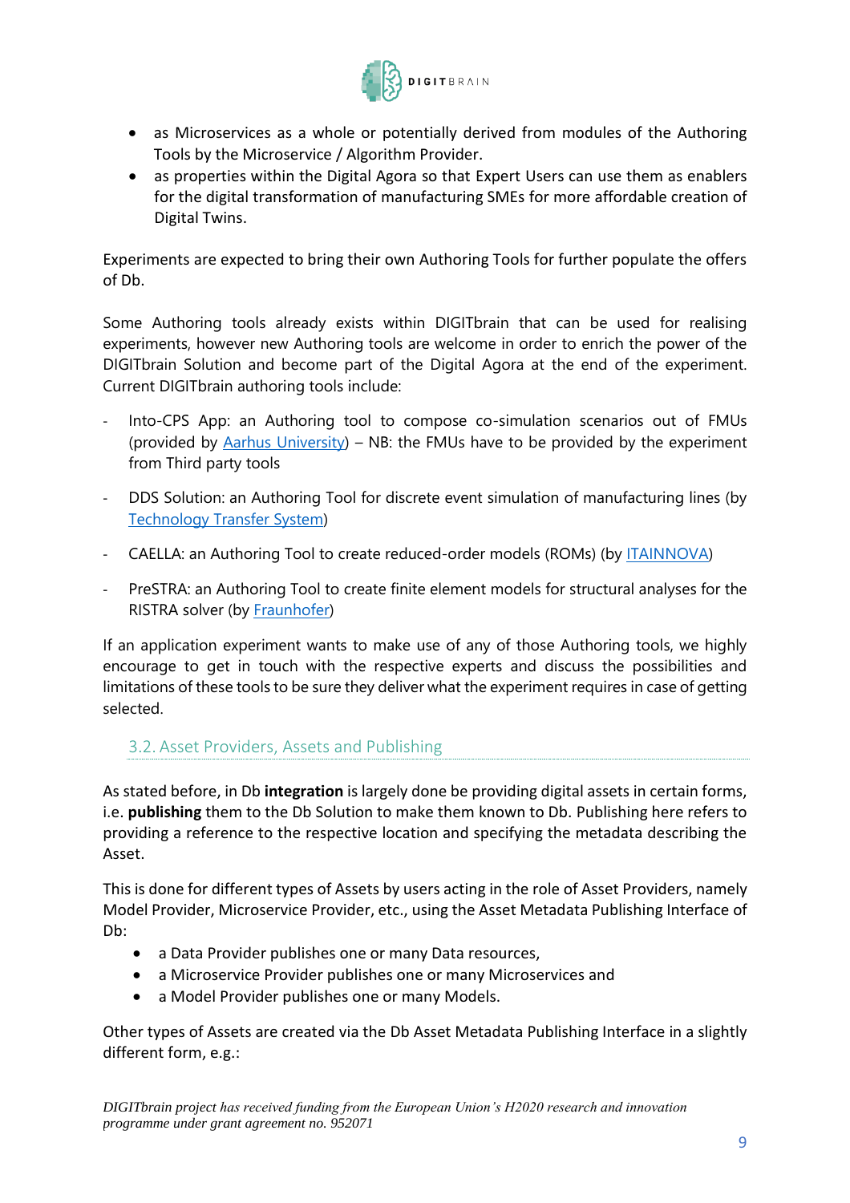- as Microservices as a whole or potentially derived from modules of the Authoring Tools by the Microservice / Algorithm Provider.
- as properties within the Digital Agora so that Expert Users can use them as enablers for the digital transformation of manufacturing SMEs for more affordable creation of Digital Twins.

Experiments are expected to bring their own Authoring Tools for further populate the offers of Db.

Some Authoring tools already exists within DIGITbrain that can be used for realising experiments, however new Authoring tools are welcome in order to enrich the power of the DIGITbrain Solution and become part of the Digital Agora at the end of the experiment. Current DIGITbrain authoring tools include:

- Into-CPS App: an Authoring tool to compose co-simulation scenarios out of FMUs (provided by Aarhus University) – NB: the FMUs have to be provided by the experiment from Third party tools
- DDS Solution: an Authoring Tool for discrete event simulation of manufacturing lines (by Technology Transfer System)
- CAELLA: an Authoring Tool to create reduced-order models (ROMs) (by ITAINNOVA)
- PreSTRA: an Authoring Tool to create finite element models for structural analyses for the RISTRA solver (by Fraunhofer)

If an application experiment wants to make use of any of those Authoring tools, we highly encourage to get in touch with the respective experts and discuss the possibilities and limitations of these tools to be sure they deliver what the experiment requires in case of getting selected.

## 3.2. Asset Providers, Assets and Publishing

As stated before, in Db **integration** is largely done be providing digital assets in certain forms, i.e. **publishing** them to the Db Solution to make them known to Db. Publishing here refers to providing a reference to the respective location and specifying the metadata describing the Asset.

This is done for different types of Assets by users acting in the role of Asset Providers, namely Model Provider, Microservice Provider, etc., using the Asset Metadata Publishing Interface of Db:

- a Data Provider publishes one or many Data resources,
- a Microservice Provider publishes one or many Microservices and
- a Model Provider publishes one or many Models.

Other types of Assets are created via the Db Asset Metadata Publishing Interface in a slightly different form, e.g.:

*DIGITbrain project has received funding from the European Union's H2020 research and innovation programme under grant agreement no. 952071*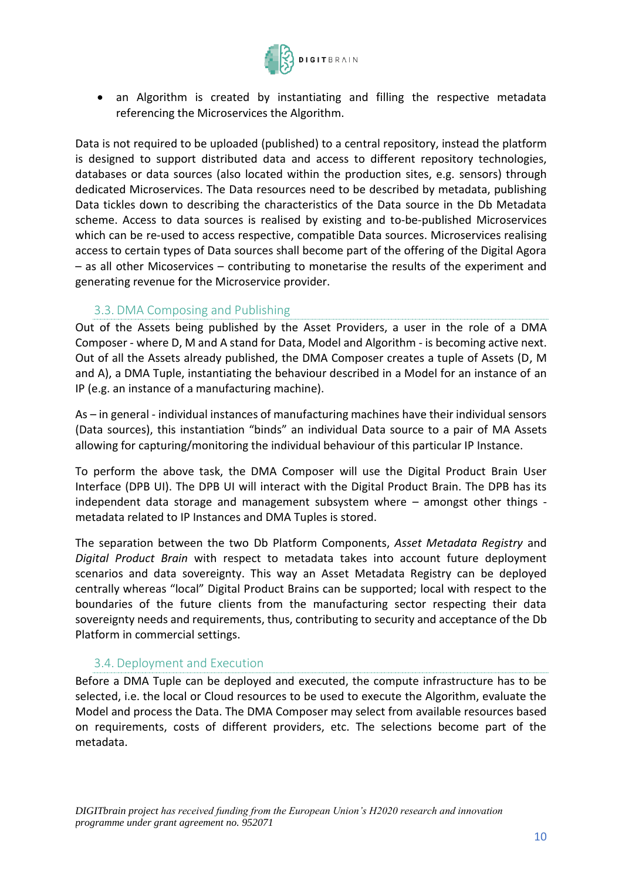- an Algorithm is created by instantiating and filling the respective metadata referencing the Microservices the Algorithm.

Data is not required to be uploaded (published) to a central repository, instead the platform is designed to support distributed data and access to different repository technologies, databases or data sources (also located within the production sites, e.g. sensors) through dedicated Microservices. The Data resources need to be described by metadata, publishing Data tickles down to describing the characteristics of the Data source in the Db Metadata scheme. Access to data sources is realised by existing and to-be-published Microservices which can be re-used to access respective, compatible Data sources. Microservices realising access to certain types of Data sources shall become part of the offering of the Digital Agora – as all other Micoservices – contributing to monetarise the results of the experiment and generating revenue for the Microservice provider.

### 3.3. DMA Composing and Publishing

Out of the Assets being published by the Asset Providers, a user in the role of a DMA Composer - where D, M and A stand for Data, Model and Algorithm - is becoming active next. Out of all the Assets already published, the DMA Composer creates a tuple of Assets (D, M and A), a DMA Tuple, instantiating the behaviour described in a Model for an instance of an IP (e.g. an instance of a manufacturing machine).

As – in general - individual instances of manufacturing machines have their individual sensors (Data sources), this instantiation "binds" an individual Data source to a pair of MA Assets allowing for capturing/monitoring the individual behaviour of this particular IP Instance.

To perform the above task, the DMA Composer will use the Digital Product Brain User Interface (DPB UI). The DPB UI will interact with the Digital Product Brain. The DPB has its independent data storage and management subsystem where – amongst other things - metadata related to IP Instances and DMA Tuples is stored.

The separation between the two Db Platform Components, *Asset Metadata Registry* and *Digital Product Brain* with respect to metadata takes into account future deployment scenarios and data sovereignty. This way an Asset Metadata Registry can be deployed centrally whereas "local" Digital Product Brains can be supported; local with respect to the boundaries of the future clients from the manufacturing sector respecting their data sovereignty needs and requirements, thus, contributing to security and acceptance of the Db Platform in commercial settings.

### 3.4. Deployment and Execution

Before a DMA Tuple can be deployed and executed, the compute infrastructure has to be selected, i.e. the local or Cloud resources to be used to execute the Algorithm, evaluate the Model and process the Data. The DMA Composer may select from available resources based on requirements, costs of different providers, etc. The selections become part of the metadata.

*DIGITbrain project has received funding from the European Union's H2020 research and innovation programme under grant agreement no. 952071*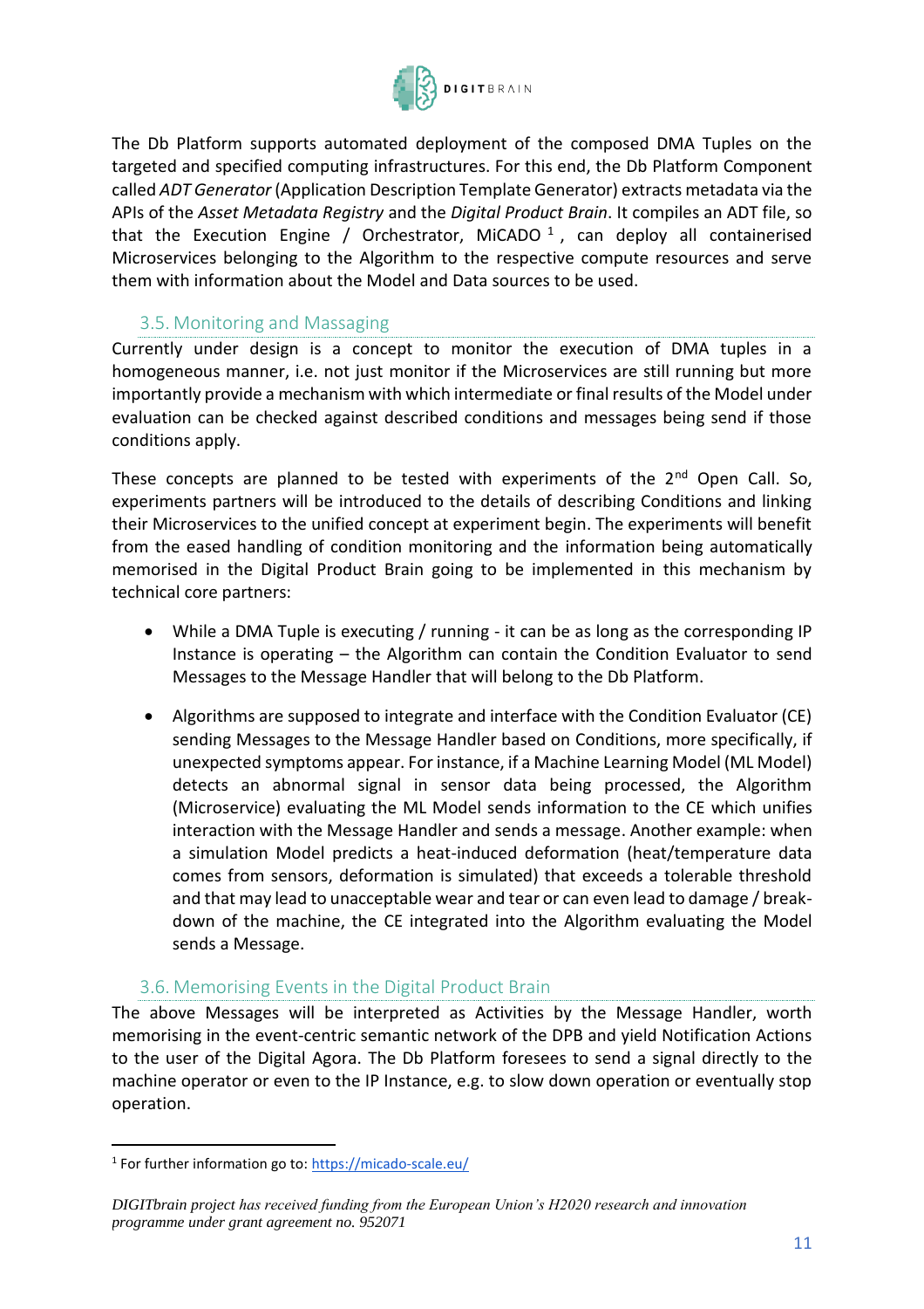The Db Platform supports automated deployment of the composed DMA Tuples on the targeted and specified computing infrastructures. For this end, the Db Platform Component called *ADT Generator* (Application Description Template Generator) extracts metadata via the APIs of the *Asset Metadata Registry* and the *Digital Product Brain*. It compiles an ADT file, so that the Execution Engine / Orchestrator, MiCADO [1], can deploy all containerised Microservices belonging to the Algorithm to the respective compute resources and serve them with information about the Model and Data sources to be used.

## 3.5. Monitoring and Massaging

Currently under design is a concept to monitor the execution of DMA tuples in a homogeneous manner, i.e. not just monitor if the Microservices are still running but more importantly provide a mechanism with which intermediate or final results of the Model under evaluation can be checked against described conditions and messages being send if those conditions apply.

These concepts are planned to be tested with experiments of the 2nd Open Call. So, experiments partners will be introduced to the details of describing Conditions and linking their Microservices to the unified concept at experiment begin. The experiments will benefit from the eased handling of condition monitoring and the information being automatically memorised in the Digital Product Brain going to be implemented in this mechanism by technical core partners:

- While a DMA Tuple is executing / running - it can be as long as the corresponding IP Instance is operating – the Algorithm can contain the Condition Evaluator to send Messages to the Message Handler that will belong to the Db Platform.

- Algorithms are supposed to integrate and interface with the Condition Evaluator (CE) sending Messages to the Message Handler based on Conditions, more specifically, if unexpected symptoms appear. For instance, if a Machine Learning Model (ML Model) detects an abnormal signal in sensor data being processed, the Algorithm (Microservice) evaluating the ML Model sends information to the CE which unifies interaction with the Message Handler and sends a message. Another example: when a simulation Model predicts a heat-induced deformation (heat/temperature data comes from sensors, deformation is simulated) that exceeds a tolerable threshold and that may lead to unacceptable wear and tear or can even lead to damage / break-down of the machine, the CE integrated into the Algorithm evaluating the Model sends a Message.

## 3.6. Memorising Events in the Digital Product Brain

The above Messages will be interpreted as Activities by the Message Handler, worth memorising in the event-centric semantic network of the DPB and yield Notification Actions to the user of the Digital Agora. The Db Platform foresees to send a signal directly to the machine operator or even to the IP Instance, e.g. to slow down operation or eventually stop operation.

[1] For further information go to: https://micado-scale.eu/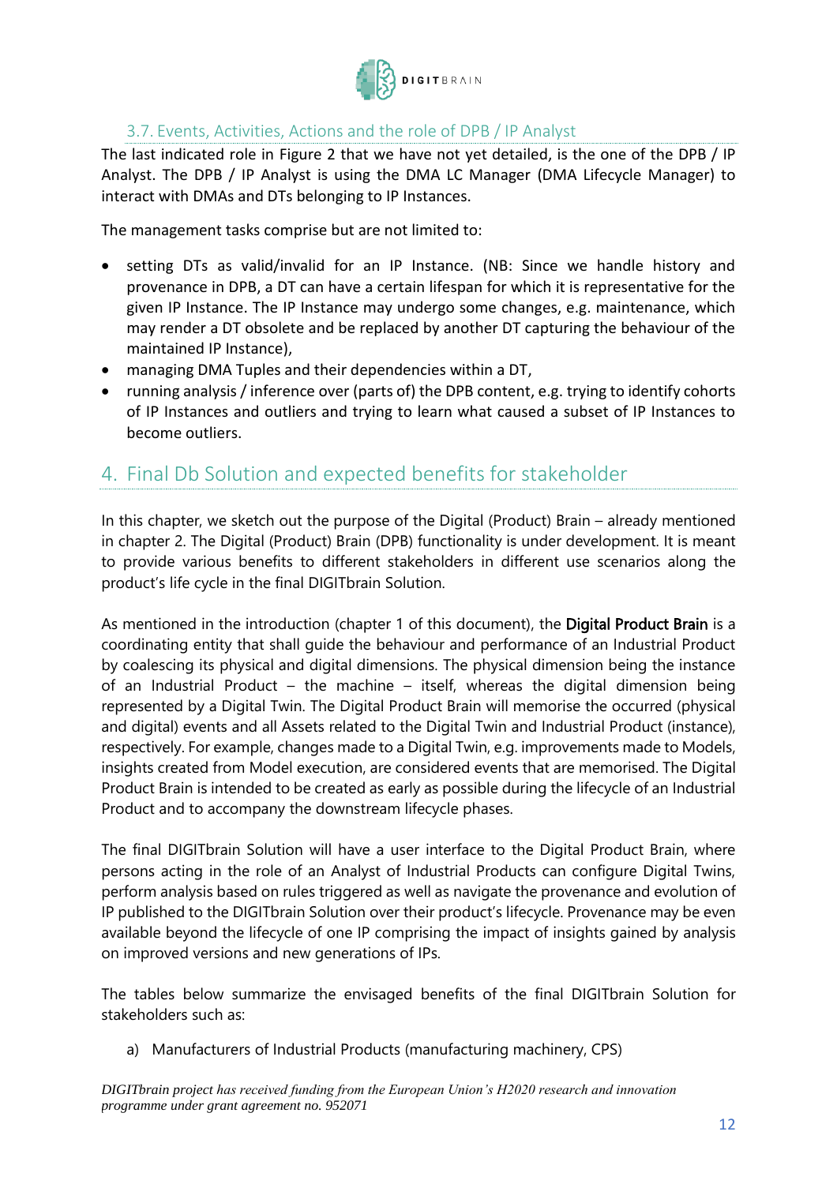### 3.7. Events, Activities, Actions and the role of DPB / IP Analyst

The last indicated role in Figure 2 that we have not yet detailed, is the one of the DPB / IP Analyst. The DPB / IP Analyst is using the DMA LC Manager (DMA Lifecycle Manager) to interact with DMAs and DTs belonging to IP Instances.

The management tasks comprise but are not limited to:

- setting DTs as valid/invalid for an IP Instance. (NB: Since we handle history and provenance in DPB, a DT can have a certain lifespan for which it is representative for the given IP Instance. The IP Instance may undergo some changes, e.g. maintenance, which may render a DT obsolete and be replaced by another DT capturing the behaviour of the maintained IP Instance),
- managing DMA Tuples and their dependencies within a DT,
- running analysis / inference over (parts of) the DPB content, e.g. trying to identify cohorts of IP Instances and outliers and trying to learn what caused a subset of IP Instances to become outliers.

## 4. Final Db Solution and expected benefits for stakeholder

In this chapter, we sketch out the purpose of the Digital (Product) Brain – already mentioned in chapter 2. The Digital (Product) Brain (DPB) functionality is under development. It is meant to provide various benefits to different stakeholders in different use scenarios along the product's life cycle in the final DIGITbrain Solution.

As mentioned in the introduction (chapter 1 of this document), the **Digital Product Brain** is a coordinating entity that shall guide the behaviour and performance of an Industrial Product by coalescing its physical and digital dimensions. The physical dimension being the instance of an Industrial Product – the machine – itself, whereas the digital dimension being represented by a Digital Twin. The Digital Product Brain will memorise the occurred (physical and digital) events and all Assets related to the Digital Twin and Industrial Product (instance), respectively. For example, changes made to a Digital Twin, e.g. improvements made to Models, insights created from Model execution, are considered events that are memorised. The Digital Product Brain is intended to be created as early as possible during the lifecycle of an Industrial Product and to accompany the downstream lifecycle phases.

The final DIGITbrain Solution will have a user interface to the Digital Product Brain, where persons acting in the role of an Analyst of Industrial Products can configure Digital Twins, perform analysis based on rules triggered as well as navigate the provenance and evolution of IP published to the DIGITbrain Solution over their product's lifecycle. Provenance may be even available beyond the lifecycle of one IP comprising the impact of insights gained by analysis on improved versions and new generations of IPs.

The tables below summarize the envisaged benefits of the final DIGITbrain Solution for stakeholders such as:

a) Manufacturers of Industrial Products (manufacturing machinery, CPS)

*DIGITbrain project has received funding from the European Union's H2020 research and innovation programme under grant agreement no. 952071*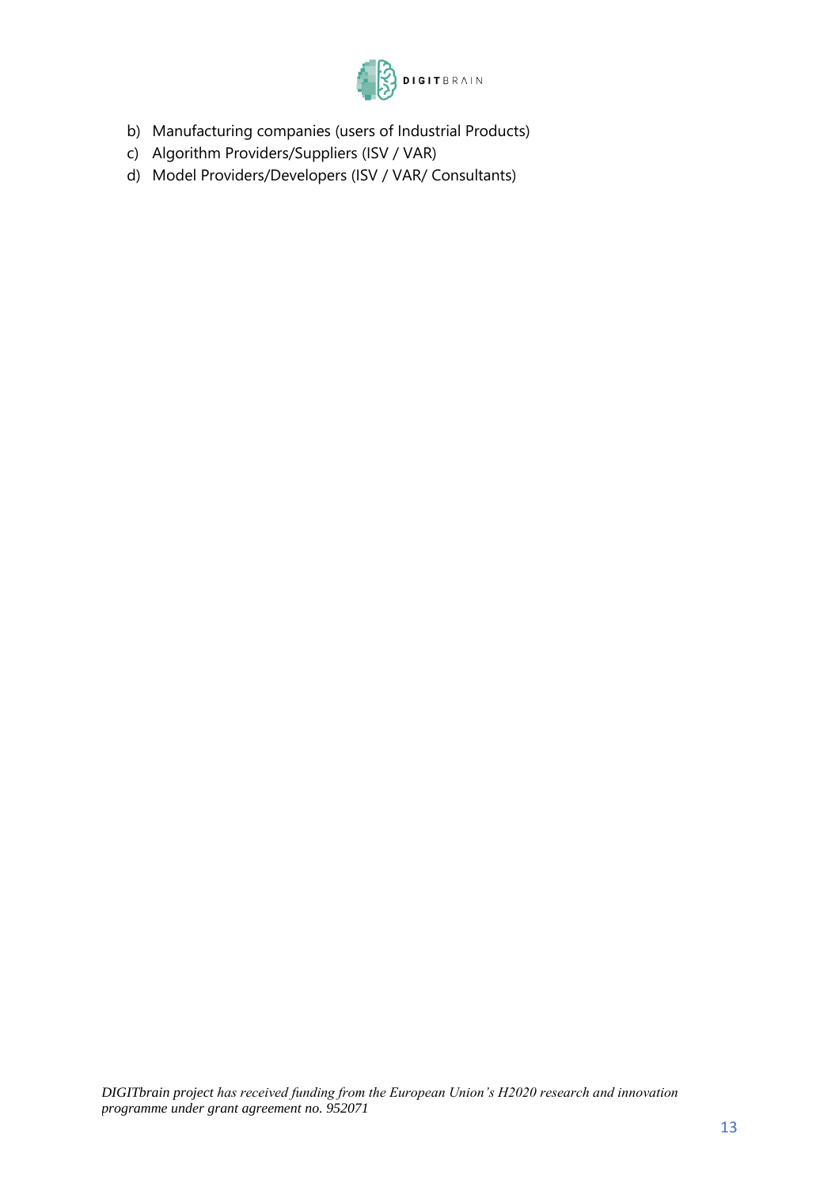b) Manufacturing companies (users of Industrial Products)
c) Algorithm Providers/Suppliers (ISV / VAR)
d) Model Providers/Developers (ISV / VAR/ Consultants)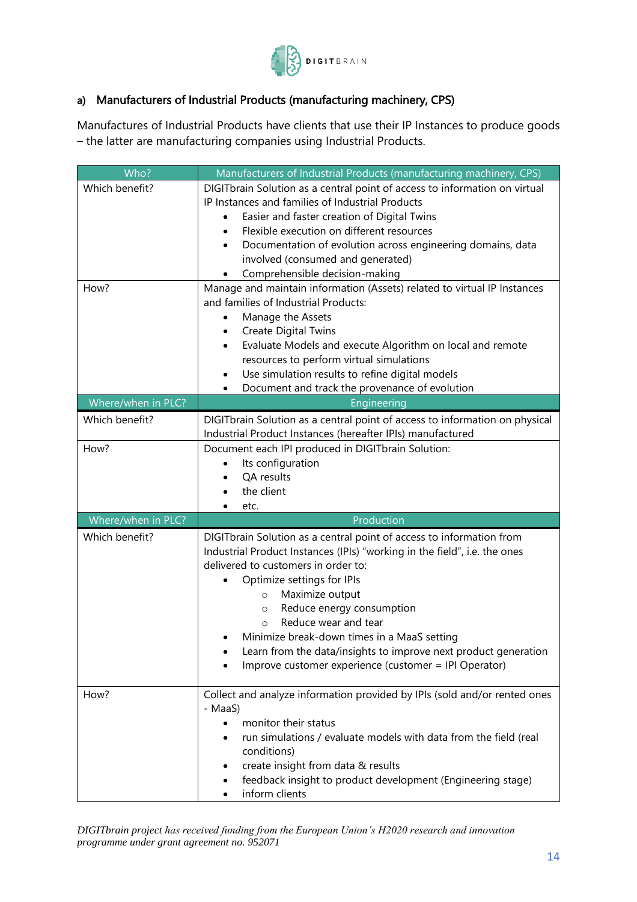### a) Manufacturers of Industrial Products (manufacturing machinery, CPS)

Manufactures of Industrial Products have clients that use their IP Instances to produce goods – the latter are manufacturing companies using Industrial Products.

| Who? | Manufacturers of Industrial Products (manufacturing machinery, CPS) |
|---|---|
| Which benefit? | DIGITbrain Solution as a central point of access to information on virtual IP Instances and families of Industrial Products<br>• Easier and faster creation of Digital Twins<br>• Flexible execution on different resources<br>• Documentation of evolution across engineering domains, data involved (consumed and generated)<br>• Comprehensible decision-making |
| How? | Manage and maintain information (Assets) related to virtual IP Instances and families of Industrial Products:<br>• Manage the Assets<br>• Create Digital Twins<br>• Evaluate Models and execute Algorithm on local and remote resources to perform virtual simulations<br>• Use simulation results to refine digital models<br>• Document and track the provenance of evolution |
| Where/when in PLC? | Engineering |
| Which benefit? | DIGITbrain Solution as a central point of access to information on physical Industrial Product Instances (hereafter IPIs) manufactured |
| How? | Document each IPI produced in DIGITbrain Solution:<br>• Its configuration<br>• QA results<br>• the client<br>• etc. |
| Where/when in PLC? | Production |
| Which benefit? | DIGITbrain Solution as a central point of access to information from Industrial Product Instances (IPIs) "working in the field", i.e. the ones delivered to customers in order to:<br>• Optimize settings for IPIs<br>  ○ Maximize output<br>  ○ Reduce energy consumption<br>  ○ Reduce wear and tear<br>• Minimize break-down times in a MaaS setting<br>• Learn from the data/insights to improve next product generation<br>• Improve customer experience (customer = IPI Operator) |
| How? | Collect and analyze information provided by IPIs (sold and/or rented ones - MaaS)<br>• monitor their status<br>• run simulations / evaluate models with data from the field (real conditions)<br>• create insight from data & results<br>• feedback insight to product development (Engineering stage)<br>• inform clients |

*DIGITbrain project has received funding from the European Union's H2020 research and innovation programme under grant agreement no. 952071*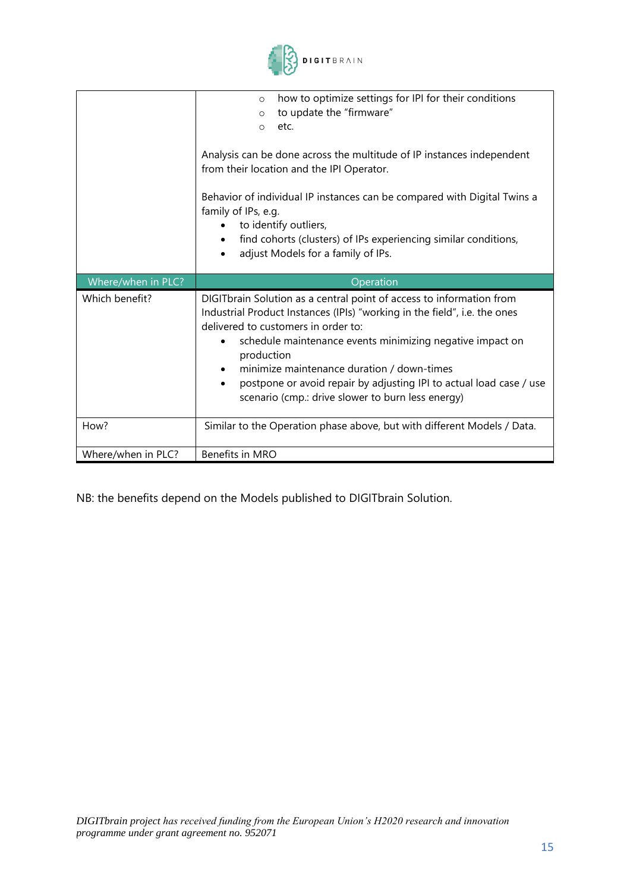| | |
|---|---|
| | ◦ how to optimize settings for IPI for their conditions<br>◦ to update the "firmware"<br>◦ etc.<br><br>Analysis can be done across the multitude of IP instances independent from their location and the IPI Operator.<br><br>Behavior of individual IP instances can be compared with Digital Twins a family of IPs, e.g.<br>• to identify outliers,<br>• find cohorts (clusters) of IPs experiencing similar conditions,<br>• adjust Models for a family of IPs. |
| **Where/when in PLC?** | **Operation** |
| Which benefit? | DIGITbrain Solution as a central point of access to information from Industrial Product Instances (IPIs) "working in the field", i.e. the ones delivered to customers in order to:<br>• schedule maintenance events minimizing negative impact on production<br>• minimize maintenance duration / down-times<br>• postpone or avoid repair by adjusting IPI to actual load case / use scenario (cmp.: drive slower to burn less energy) |
| How? | Similar to the Operation phase above, but with different Models / Data. |
| Where/when in PLC? | Benefits in MRO |

NB: the benefits depend on the Models published to DIGITbrain Solution.

*DIGITbrain project has received funding from the European Union's H2020 research and innovation programme under grant agreement no. 952071*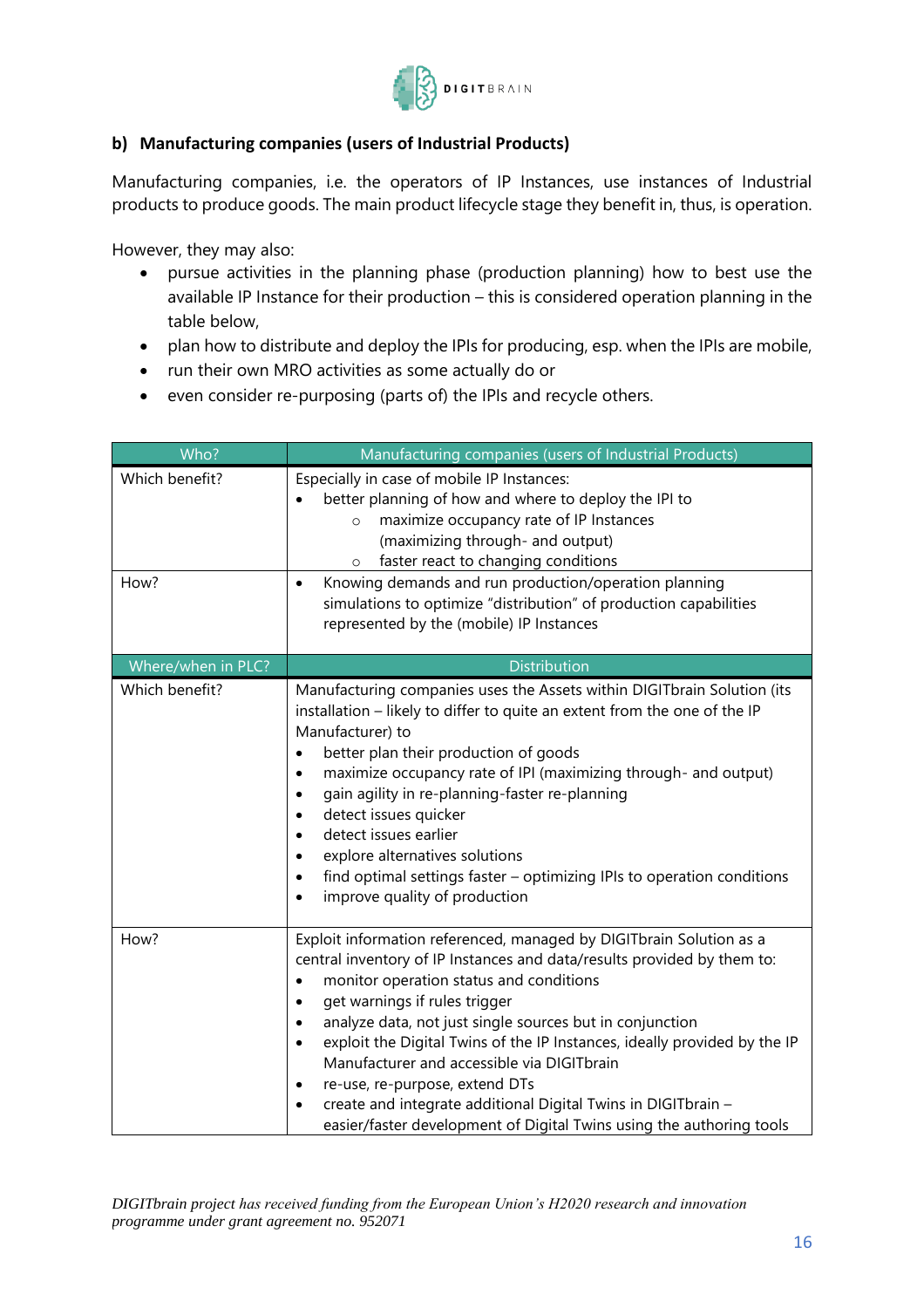### b) Manufacturing companies (users of Industrial Products)

Manufacturing companies, i.e. the operators of IP Instances, use instances of Industrial products to produce goods. The main product lifecycle stage they benefit in, thus, is operation.

However, they may also:

- pursue activities in the planning phase (production planning) how to best use the available IP Instance for their production – this is considered operation planning in the table below,
- plan how to distribute and deploy the IPIs for producing, esp. when the IPIs are mobile,
- run their own MRO activities as some actually do or
- even consider re-purposing (parts of) the IPIs and recycle others.

| Who? | Manufacturing companies (users of Industrial Products) |
|---|---|
| Which benefit? | Especially in case of mobile IP Instances:<br>• better planning of how and where to deploy the IPI to<br>&nbsp;&nbsp;○ maximize occupancy rate of IP Instances (maximizing through- and output)<br>&nbsp;&nbsp;○ faster react to changing conditions |
| How? | • Knowing demands and run production/operation planning simulations to optimize "distribution" of production capabilities represented by the (mobile) IP Instances |
| **Where/when in PLC?** | **Distribution** |
| Which benefit? | Manufacturing companies uses the Assets within DIGITbrain Solution (its installation – likely to differ to quite an extent from the one of the IP Manufacturer) to<br>• better plan their production of goods<br>• maximize occupancy rate of IPI (maximizing through- and output)<br>• gain agility in re-planning-faster re-planning<br>• detect issues quicker<br>• detect issues earlier<br>• explore alternatives solutions<br>• find optimal settings faster – optimizing IPIs to operation conditions<br>• improve quality of production |
| How? | Exploit information referenced, managed by DIGITbrain Solution as a central inventory of IP Instances and data/results provided by them to:<br>• monitor operation status and conditions<br>• get warnings if rules trigger<br>• analyze data, not just single sources but in conjunction<br>• exploit the Digital Twins of the IP Instances, ideally provided by the IP Manufacturer and accessible via DIGITbrain<br>• re-use, re-purpose, extend DTs<br>• create and integrate additional Digital Twins in DIGITbrain – easier/faster development of Digital Twins using the authoring tools |

*DIGITbrain project has received funding from the European Union's H2020 research and innovation programme under grant agreement no. 952071*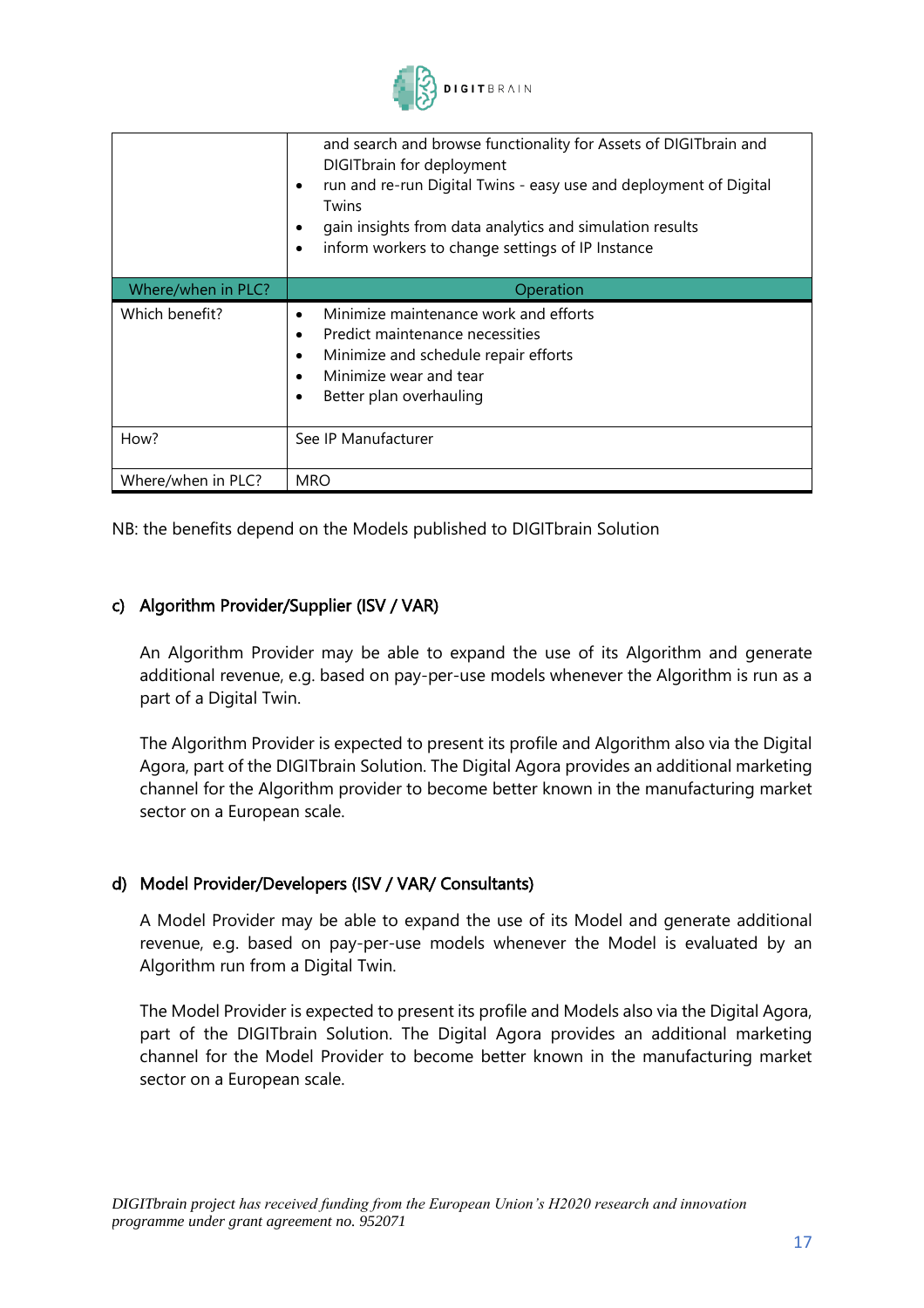| | |
|---|---|
| | and search and browse functionality for Assets of DIGITbrain and DIGITbrain for deployment<br>• run and re-run Digital Twins - easy use and deployment of Digital Twins<br>• gain insights from data analytics and simulation results<br>• inform workers to change settings of IP Instance |
| Where/when in PLC? | Operation |
| Which benefit? | • Minimize maintenance work and efforts<br>• Predict maintenance necessities<br>• Minimize and schedule repair efforts<br>• Minimize wear and tear<br>• Better plan overhauling |
| How? | See IP Manufacturer |
| Where/when in PLC? | MRO |

NB: the benefits depend on the Models published to DIGITbrain Solution

### c) Algorithm Provider/Supplier (ISV / VAR)

An Algorithm Provider may be able to expand the use of its Algorithm and generate additional revenue, e.g. based on pay-per-use models whenever the Algorithm is run as a part of a Digital Twin.

The Algorithm Provider is expected to present its profile and Algorithm also via the Digital Agora, part of the DIGITbrain Solution. The Digital Agora provides an additional marketing channel for the Algorithm provider to become better known in the manufacturing market sector on a European scale.

### d) Model Provider/Developers (ISV / VAR/ Consultants)

A Model Provider may be able to expand the use of its Model and generate additional revenue, e.g. based on pay-per-use models whenever the Model is evaluated by an Algorithm run from a Digital Twin.

The Model Provider is expected to present its profile and Models also via the Digital Agora, part of the DIGITbrain Solution. The Digital Agora provides an additional marketing channel for the Model Provider to become better known in the manufacturing market sector on a European scale.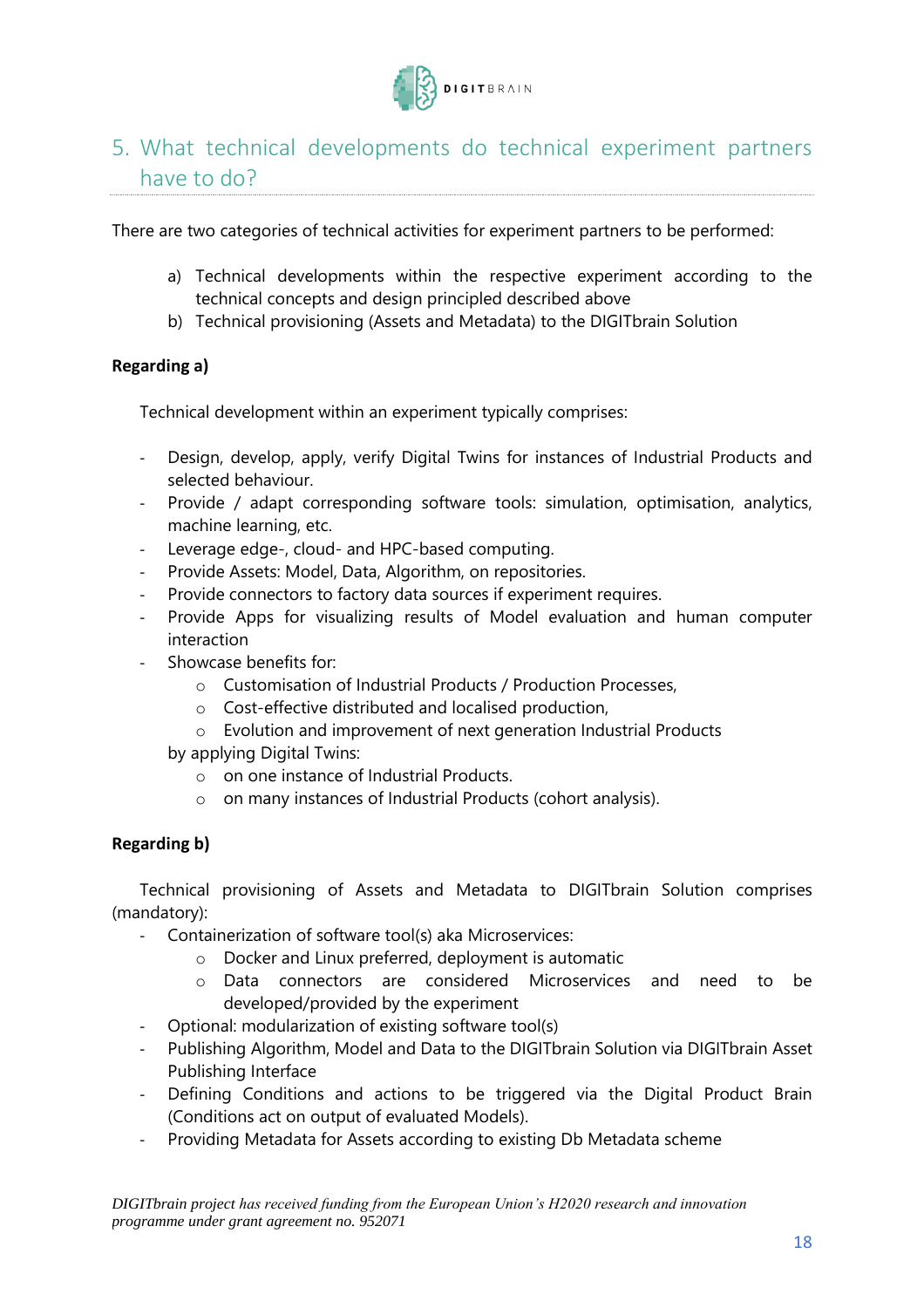## 5. What technical developments do technical experiment partners have to do?

There are two categories of technical activities for experiment partners to be performed:

a) Technical developments within the respective experiment according to the technical concepts and design principled described above
b) Technical provisioning (Assets and Metadata) to the DIGITbrain Solution

**Regarding a)**

Technical development within an experiment typically comprises:

- Design, develop, apply, verify Digital Twins for instances of Industrial Products and selected behaviour.
- Provide / adapt corresponding software tools: simulation, optimisation, analytics, machine learning, etc.
- Leverage edge-, cloud- and HPC-based computing.
- Provide Assets: Model, Data, Algorithm, on repositories.
- Provide connectors to factory data sources if experiment requires.
- Provide Apps for visualizing results of Model evaluation and human computer interaction
- Showcase benefits for:
  - Customisation of Industrial Products / Production Processes,
  - Cost-effective distributed and localised production,
  - Evolution and improvement of next generation Industrial Products

  by applying Digital Twins:
  - on one instance of Industrial Products.
  - on many instances of Industrial Products (cohort analysis).

**Regarding b)**

Technical provisioning of Assets and Metadata to DIGITbrain Solution comprises (mandatory):

- Containerization of software tool(s) aka Microservices:
  - Docker and Linux preferred, deployment is automatic
  - Data connectors are considered Microservices and need to be developed/provided by the experiment
- Optional: modularization of existing software tool(s)
- Publishing Algorithm, Model and Data to the DIGITbrain Solution via DIGITbrain Asset Publishing Interface
- Defining Conditions and actions to be triggered via the Digital Product Brain (Conditions act on output of evaluated Models).
- Providing Metadata for Assets according to existing Db Metadata scheme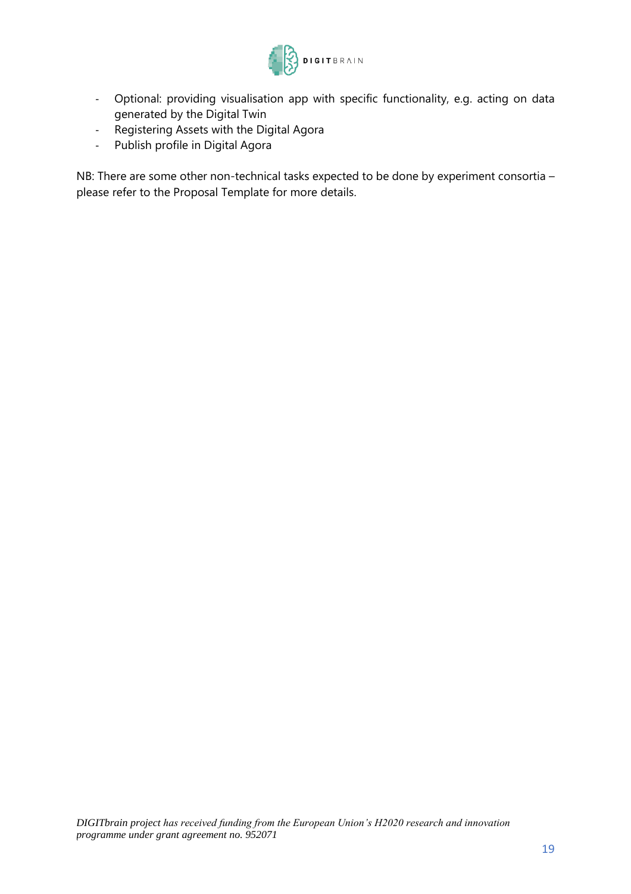- Optional: providing visualisation app with specific functionality, e.g. acting on data generated by the Digital Twin
- Registering Assets with the Digital Agora
- Publish profile in Digital Agora

NB: There are some other non-technical tasks expected to be done by experiment consortia – please refer to the Proposal Template for more details.